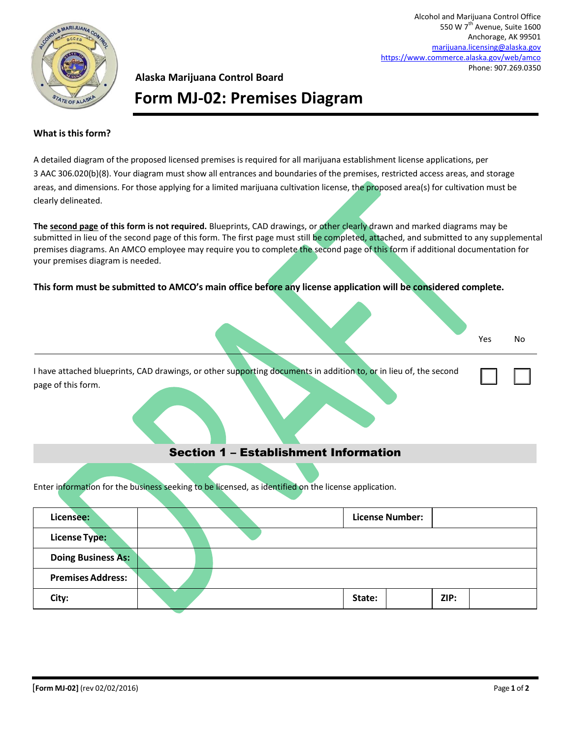Alcohol and Marijuana Control Office
550 W 7th Avenue, Suite 1600
Anchorage, AK 99501
marijuana.licensing@alaska.gov
https://www.commerce.alaska.gov/web/amco
Phone: 907.269.0350

**Alaska Marijuana Control Board**

# Form MJ-02: Premises Diagram

**What is this form?**

A detailed diagram of the proposed licensed premises is required for all marijuana establishment license applications, per 3 AAC 306.020(b)(8). Your diagram must show all entrances and boundaries of the premises, restricted access areas, and storage areas, and dimensions. For those applying for a limited marijuana cultivation license, the proposed area(s) for cultivation must be clearly delineated.

**The second page of this form is not required.** Blueprints, CAD drawings, or other clearly drawn and marked diagrams may be submitted in lieu of the second page of this form. The first page must still be completed, attached, and submitted to any supplemental premises diagrams. An AMCO employee may require you to complete the second page of this form if additional documentation for your premises diagram is needed.

**This form must be submitted to AMCO's main office before any license application will be considered complete.**

| | Yes | No |
|---|---|---|
| I have attached blueprints, CAD drawings, or other supporting documents in addition to, or in lieu of, the second page of this form. | ☐ | ☐ |

## Section 1 – Establishment Information

Enter information for the business seeking to be licensed, as identified on the license application.

| **Licensee:** | | **License Number:** | | | |
|---|---|---|---|---|---|
| **License Type:** | | | | | |
| **Doing Business As:** | | | | | |
| **Premises Address:** | | | | | |
| **City:** | | **State:** | | **ZIP:** | |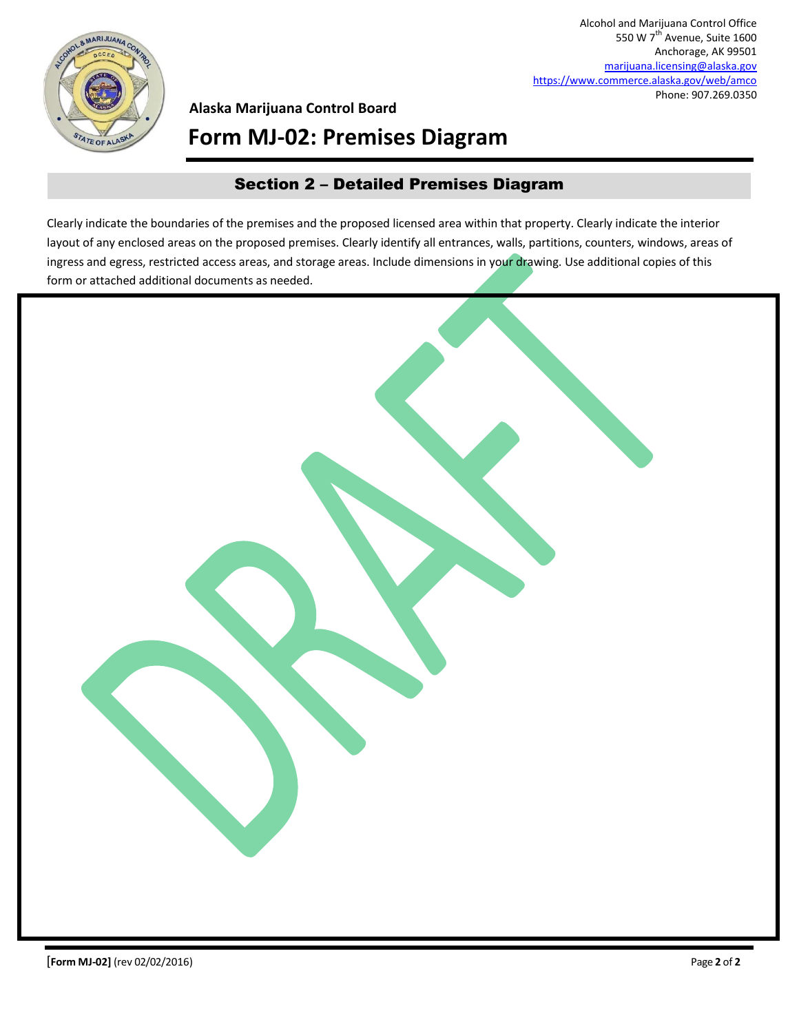Alcohol and Marijuana Control Office
550 W 7th Avenue, Suite 1600
Anchorage, AK 99501
marijuana.licensing@alaska.gov
https://www.commerce.alaska.gov/web/amco
Phone: 907.269.0350

**Alaska Marijuana Control Board**

# Form MJ-02: Premises Diagram

## Section 2 – Detailed Premises Diagram

Clearly indicate the boundaries of the premises and the proposed licensed area within that property. Clearly indicate the interior layout of any enclosed areas on the proposed premises. Clearly identify all entrances, walls, partitions, counters, windows, areas of ingress and egress, restricted access areas, and storage areas. Include dimensions in your drawing. Use additional copies of this form or attached additional documents as needed.

DRAFT

[**Form MJ-02]** (rev 02/02/2016)